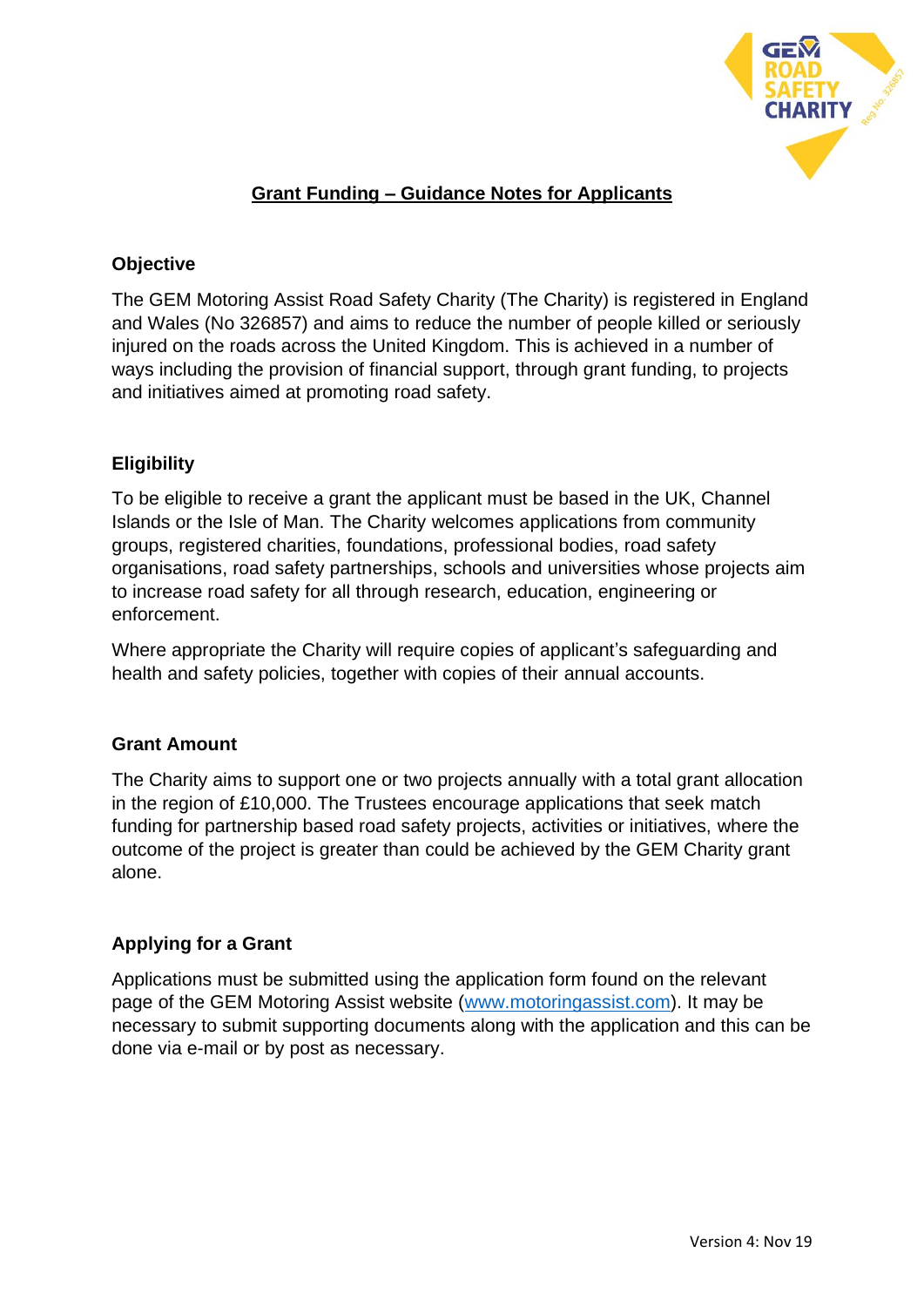# Grant Funding – Guidance Notes for Applicants

## Objective

The GEM Motoring Assist Road Safety Charity (The Charity) is registered in England and Wales (No 326857) and aims to reduce the number of people killed or seriously injured on the roads across the United Kingdom. This is achieved in a number of ways including the provision of financial support, through grant funding, to projects and initiatives aimed at promoting road safety.

## Eligibility

To be eligible to receive a grant the applicant must be based in the UK, Channel Islands or the Isle of Man. The Charity welcomes applications from community groups, registered charities, foundations, professional bodies, road safety organisations, road safety partnerships, schools and universities whose projects aim to increase road safety for all through research, education, engineering or enforcement.

Where appropriate the Charity will require copies of applicant's safeguarding and health and safety policies, together with copies of their annual accounts.

## Grant Amount

The Charity aims to support one or two projects annually with a total grant allocation in the region of £10,000. The Trustees encourage applications that seek match funding for partnership based road safety projects, activities or initiatives, where the outcome of the project is greater than could be achieved by the GEM Charity grant alone.

## Applying for a Grant

Applications must be submitted using the application form found on the relevant page of the GEM Motoring Assist website ([www.motoringassist.com](http://www.motoringassist.com)). It may be necessary to submit supporting documents along with the application and this can be done via e-mail or by post as necessary.

Version 4: Nov 19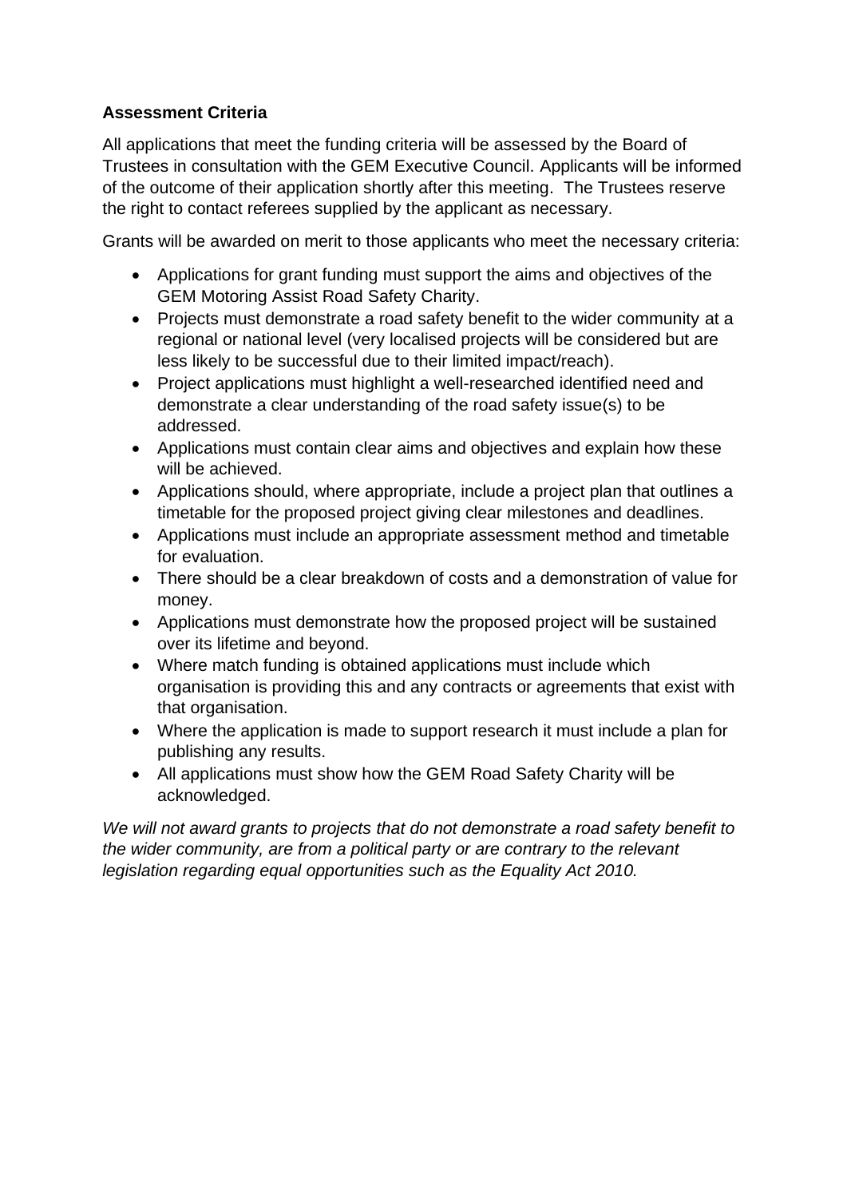**Assessment Criteria**

All applications that meet the funding criteria will be assessed by the Board of Trustees in consultation with the GEM Executive Council. Applicants will be informed of the outcome of their application shortly after this meeting. The Trustees reserve the right to contact referees supplied by the applicant as necessary.

Grants will be awarded on merit to those applicants who meet the necessary criteria:

- Applications for grant funding must support the aims and objectives of the GEM Motoring Assist Road Safety Charity.
- Projects must demonstrate a road safety benefit to the wider community at a regional or national level (very localised projects will be considered but are less likely to be successful due to their limited impact/reach).
- Project applications must highlight a well-researched identified need and demonstrate a clear understanding of the road safety issue(s) to be addressed.
- Applications must contain clear aims and objectives and explain how these will be achieved.
- Applications should, where appropriate, include a project plan that outlines a timetable for the proposed project giving clear milestones and deadlines.
- Applications must include an appropriate assessment method and timetable for evaluation.
- There should be a clear breakdown of costs and a demonstration of value for money.
- Applications must demonstrate how the proposed project will be sustained over its lifetime and beyond.
- Where match funding is obtained applications must include which organisation is providing this and any contracts or agreements that exist with that organisation.
- Where the application is made to support research it must include a plan for publishing any results.
- All applications must show how the GEM Road Safety Charity will be acknowledged.

*We will not award grants to projects that do not demonstrate a road safety benefit to the wider community, are from a political party or are contrary to the relevant legislation regarding equal opportunities such as the Equality Act 2010.*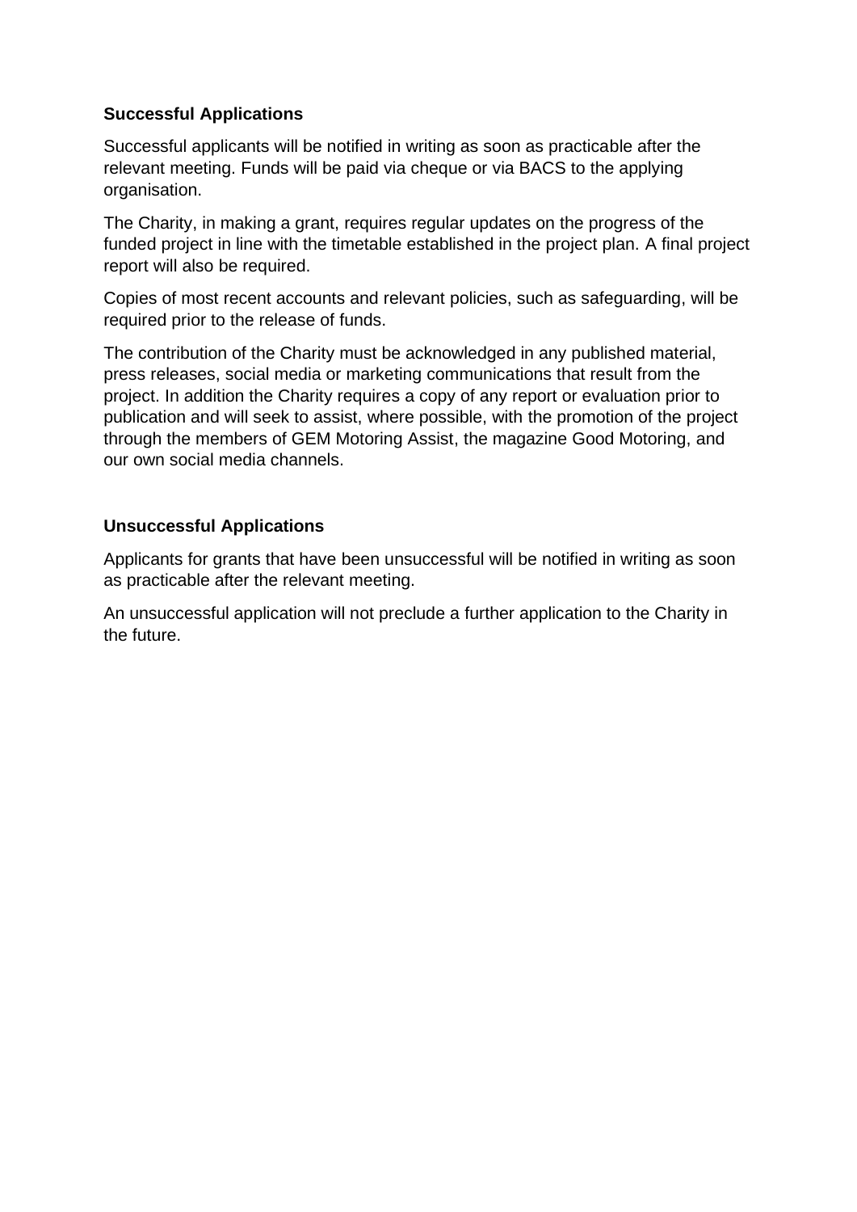### Successful Applications

Successful applicants will be notified in writing as soon as practicable after the relevant meeting. Funds will be paid via cheque or via BACS to the applying organisation.

The Charity, in making a grant, requires regular updates on the progress of the funded project in line with the timetable established in the project plan. A final project report will also be required.

Copies of most recent accounts and relevant policies, such as safeguarding, will be required prior to the release of funds.

The contribution of the Charity must be acknowledged in any published material, press releases, social media or marketing communications that result from the project. In addition the Charity requires a copy of any report or evaluation prior to publication and will seek to assist, where possible, with the promotion of the project through the members of GEM Motoring Assist, the magazine Good Motoring, and our own social media channels.

### Unsuccessful Applications

Applicants for grants that have been unsuccessful will be notified in writing as soon as practicable after the relevant meeting.

An unsuccessful application will not preclude a further application to the Charity in the future.